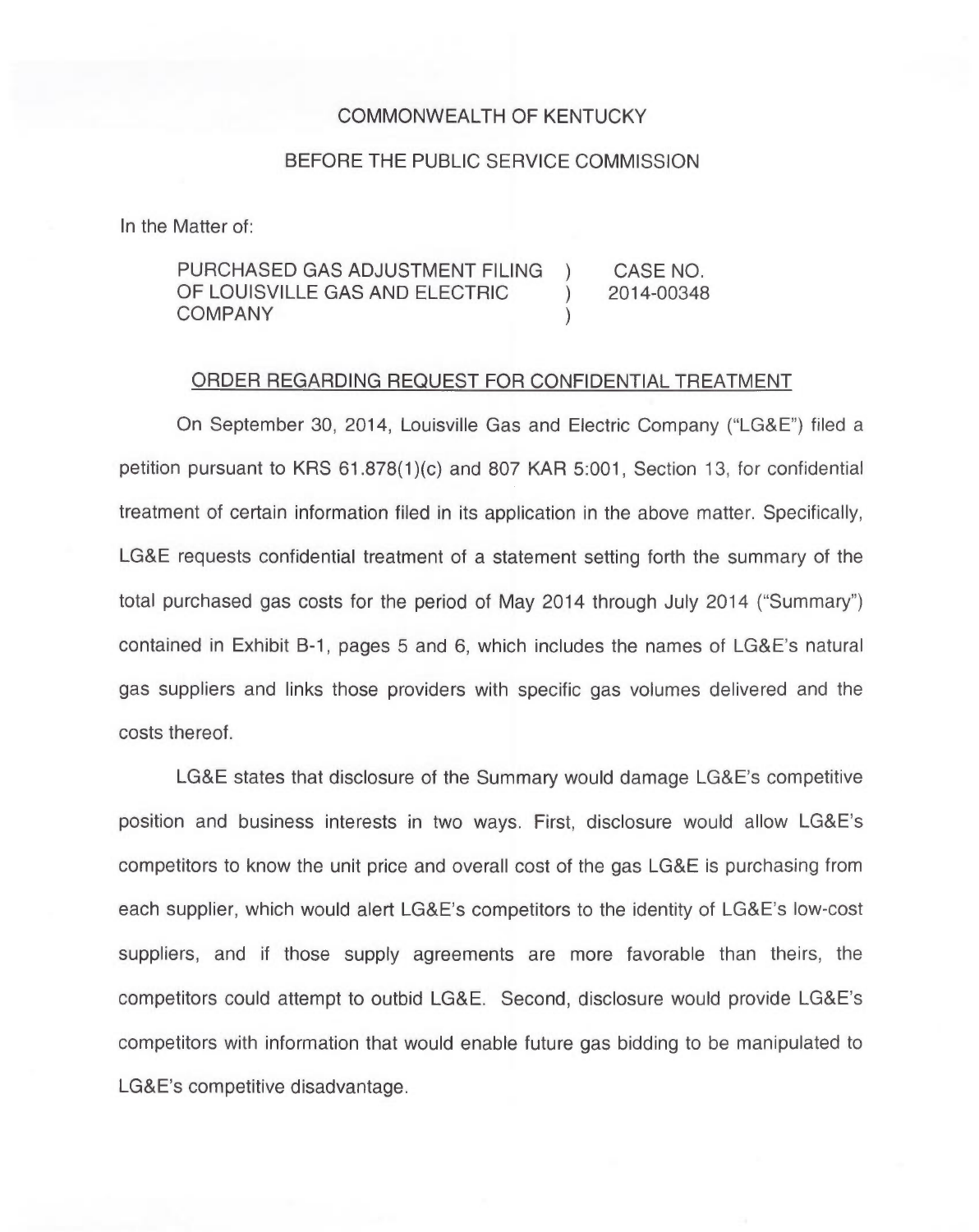COMMONWEALTH OF KENTUCKY

BEFORE THE PUBLIC SERVICE COMMISSION

In the Matter of:

| | | |
|---|---|---|
| PURCHASED GAS ADJUSTMENT FILING OF LOUISVILLE GAS AND ELECTRIC COMPANY | ) ) ) | CASE NO. 2014-00348 |

ORDER REGARDING REQUEST FOR CONFIDENTIAL TREATMENT

On September 30, 2014, Louisville Gas and Electric Company ("LG&E") filed a petition pursuant to KRS 61.878(1)(c) and 807 KAR 5:001, Section 13, for confidential treatment of certain information filed in its application in the above matter. Specifically, LG&E requests confidential treatment of a statement setting forth the summary of the total purchased gas costs for the period of May 2014 through July 2014 ("Summary") contained in Exhibit B-1, pages 5 and 6, which includes the names of LG&E's natural gas suppliers and links those providers with specific gas volumes delivered and the costs thereof.

LG&E states that disclosure of the Summary would damage LG&E's competitive position and business interests in two ways. First, disclosure would allow LG&E's competitors to know the unit price and overall cost of the gas LG&E is purchasing from each supplier, which would alert LG&E's competitors to the identity of LG&E's low-cost suppliers, and if those supply agreements are more favorable than theirs, the competitors could attempt to outbid LG&E. Second, disclosure would provide LG&E's competitors with information that would enable future gas bidding to be manipulated to LG&E's competitive disadvantage.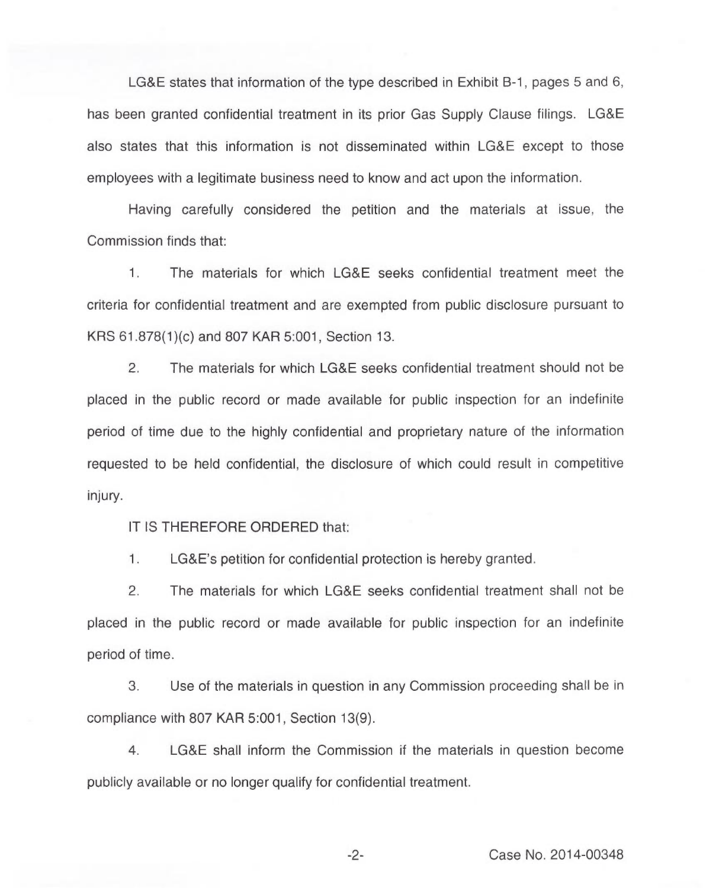LG&E states that information of the type described in Exhibit B-1, pages 5 and 6, has been granted confidential treatment in its prior Gas Supply Clause filings. LG&E also states that this information is not disseminated within LG&E except to those employees with a legitimate business need to know and act upon the information.

Having carefully considered the petition and the materials at issue, the Commission finds that:

1. The materials for which LG&E seeks confidential treatment meet the criteria for confidential treatment and are exempted from public disclosure pursuant to KRS 61.878(1)(c) and 807 KAR 5:001, Section 13.

2. The materials for which LG&E seeks confidential treatment should not be placed in the public record or made available for public inspection for an indefinite period of time due to the highly confidential and proprietary nature of the information requested to be held confidential, the disclosure of which could result in competitive injury.

IT IS THEREFORE ORDERED that:

1. LG&E's petition for confidential protection is hereby granted.

2. The materials for which LG&E seeks confidential treatment shall not be placed in the public record or made available for public inspection for an indefinite period of time.

3. Use of the materials in question in any Commission proceeding shall be in compliance with 807 KAR 5:001, Section 13(9).

4. LG&E shall inform the Commission if the materials in question become publicly available or no longer qualify for confidential treatment.

Case No. 2014-00348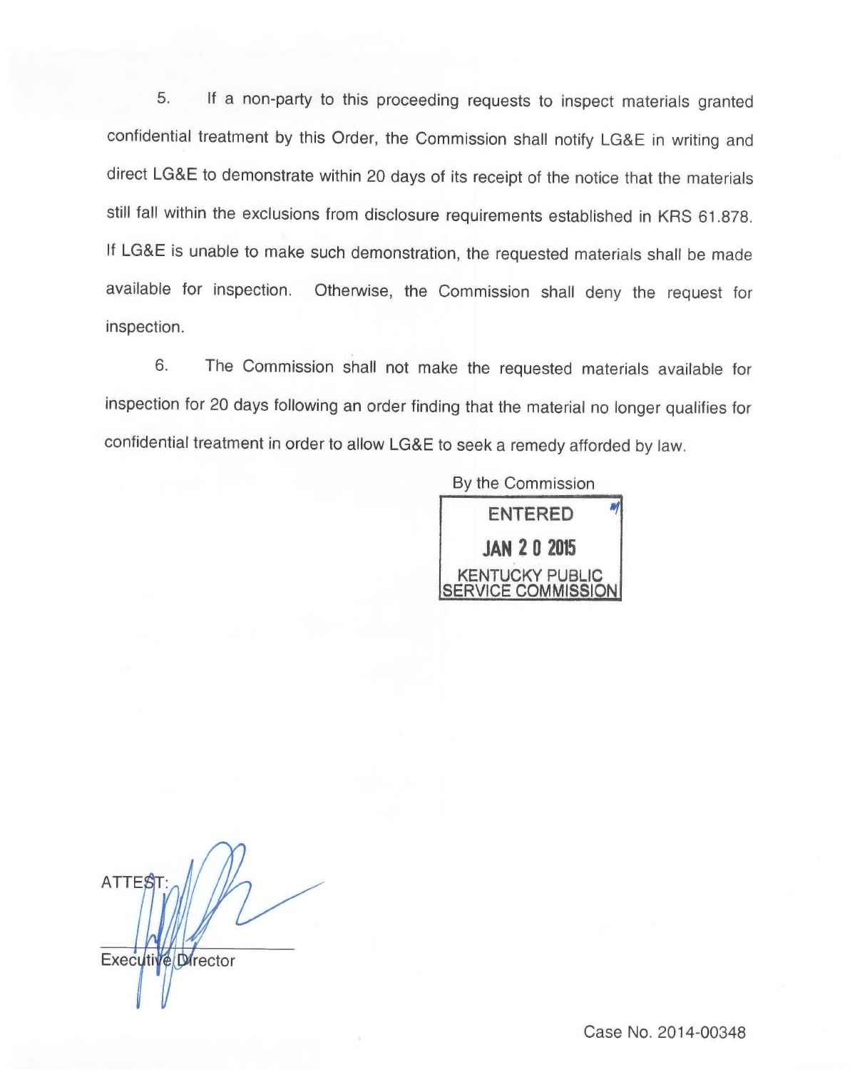5. If a non-party to this proceeding requests to inspect materials granted confidential treatment by this Order, the Commission shall notify LG&E in writing and direct LG&E to demonstrate within 20 days of its receipt of the notice that the materials still fall within the exclusions from disclosure requirements established in KRS 61.878. If LG&E is unable to make such demonstration, the requested materials shall be made available for inspection. Otherwise, the Commission shall deny the request for inspection.

6. The Commission shall not make the requested materials available for inspection for 20 days following an order finding that the material no longer qualifies for confidential treatment in order to allow LG&E to seek a remedy afforded by law.

By the Commission

ENTERED
JAN 20 2015
KENTUCKY PUBLIC SERVICE COMMISSION

ATTEST:

Executive Director

Case No. 2014-00348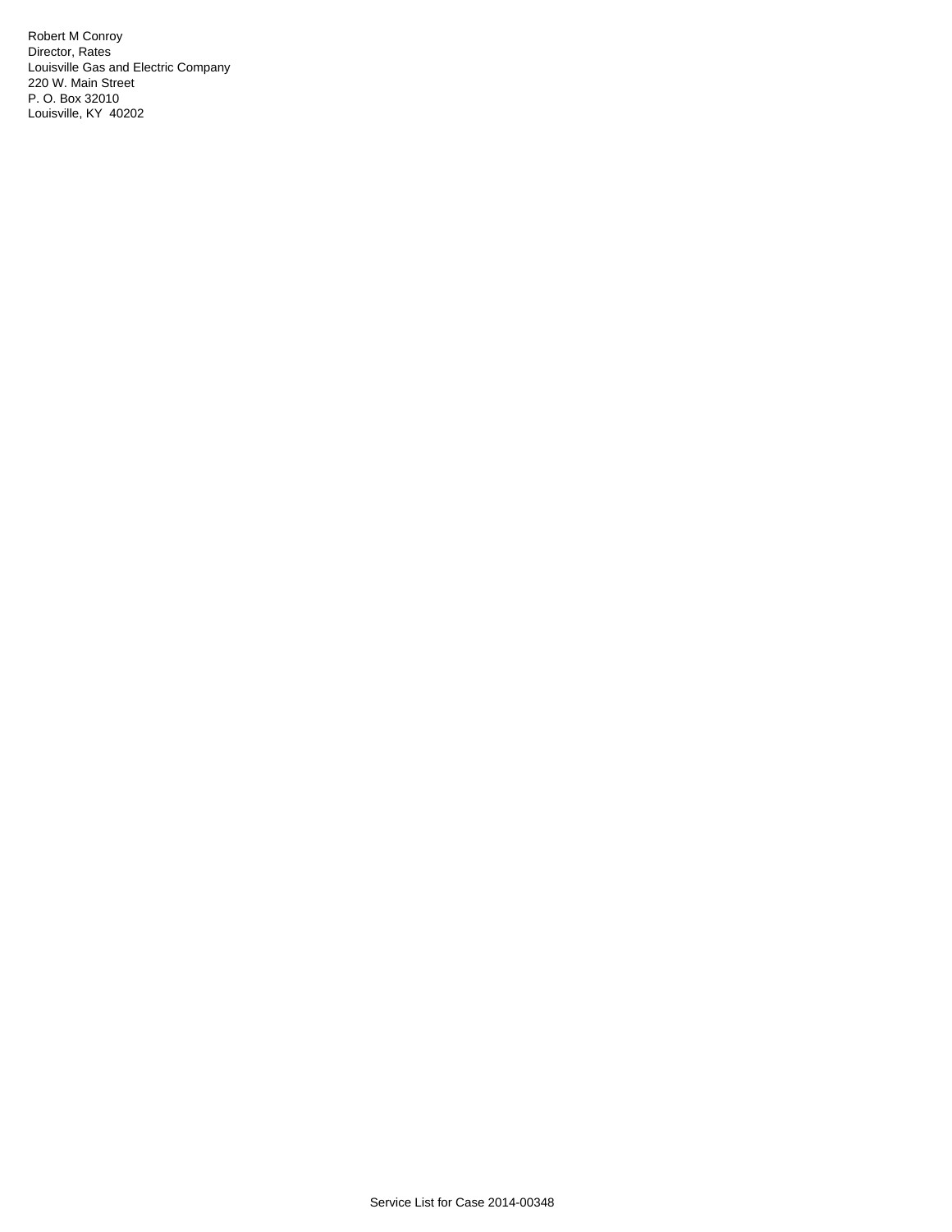Robert M Conroy
Director, Rates
Louisville Gas and Electric Company
220 W. Main Street
P. O. Box 32010
Louisville, KY  40202